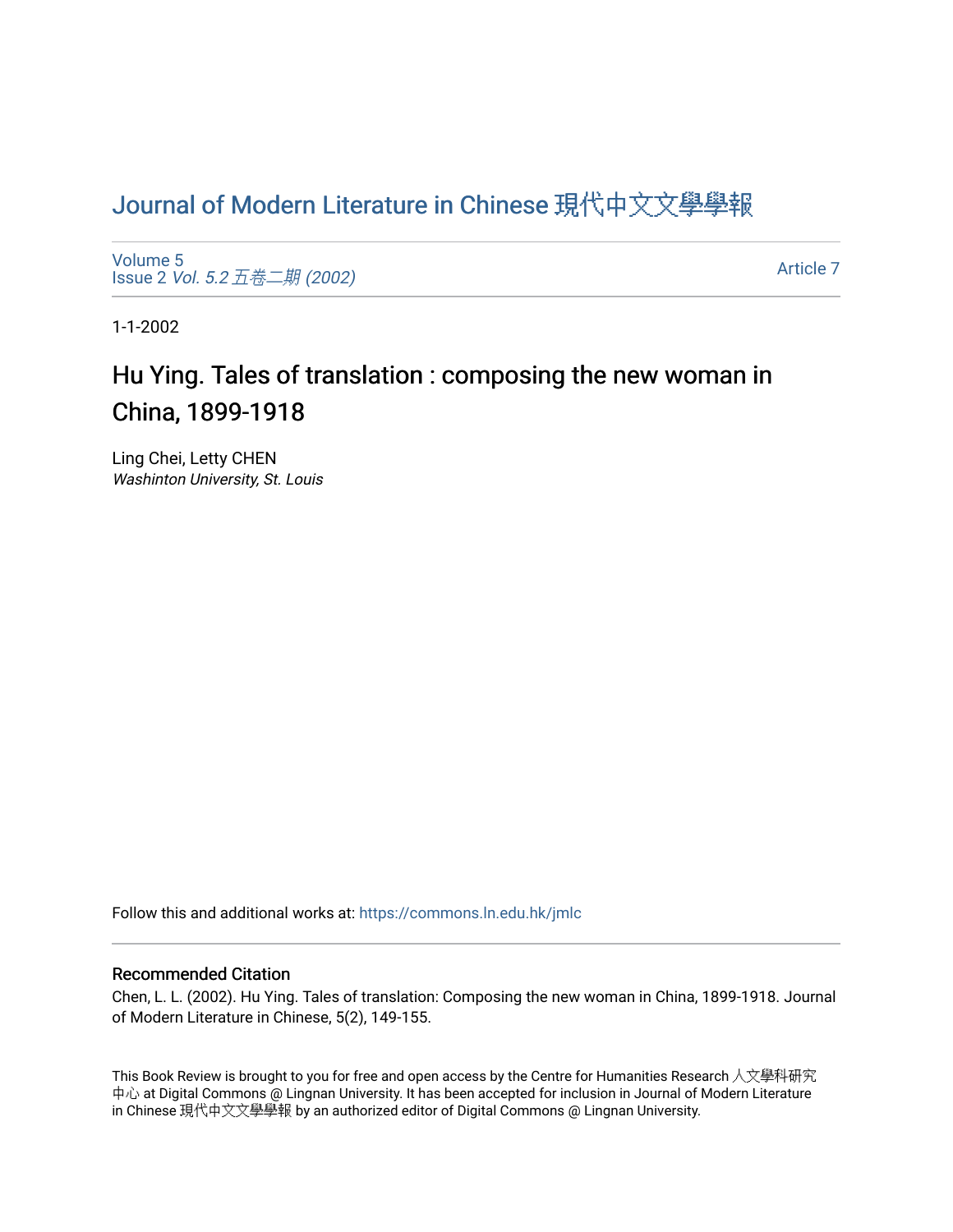# Journal of Modern Literature in Chinese 現代中文文學學報

Volume 5
Issue 2 *Vol. 5.2 五卷二期 (2002)*

Article 7

1-1-2002

## Hu Ying. Tales of translation : composing the new woman in China, 1899-1918

Ling Chei, Letty CHEN
*Washinton University, St. Louis*

Follow this and additional works at: https://commons.ln.edu.hk/jmlc

### Recommended Citation

Chen, L. L. (2002). Hu Ying. Tales of translation: Composing the new woman in China, 1899-1918. Journal of Modern Literature in Chinese, 5(2), 149-155.

This Book Review is brought to you for free and open access by the Centre for Humanities Research 人文學科研究中心 at Digital Commons @ Lingnan University. It has been accepted for inclusion in Journal of Modern Literature in Chinese 現代中文文學學報 by an authorized editor of Digital Commons @ Lingnan University.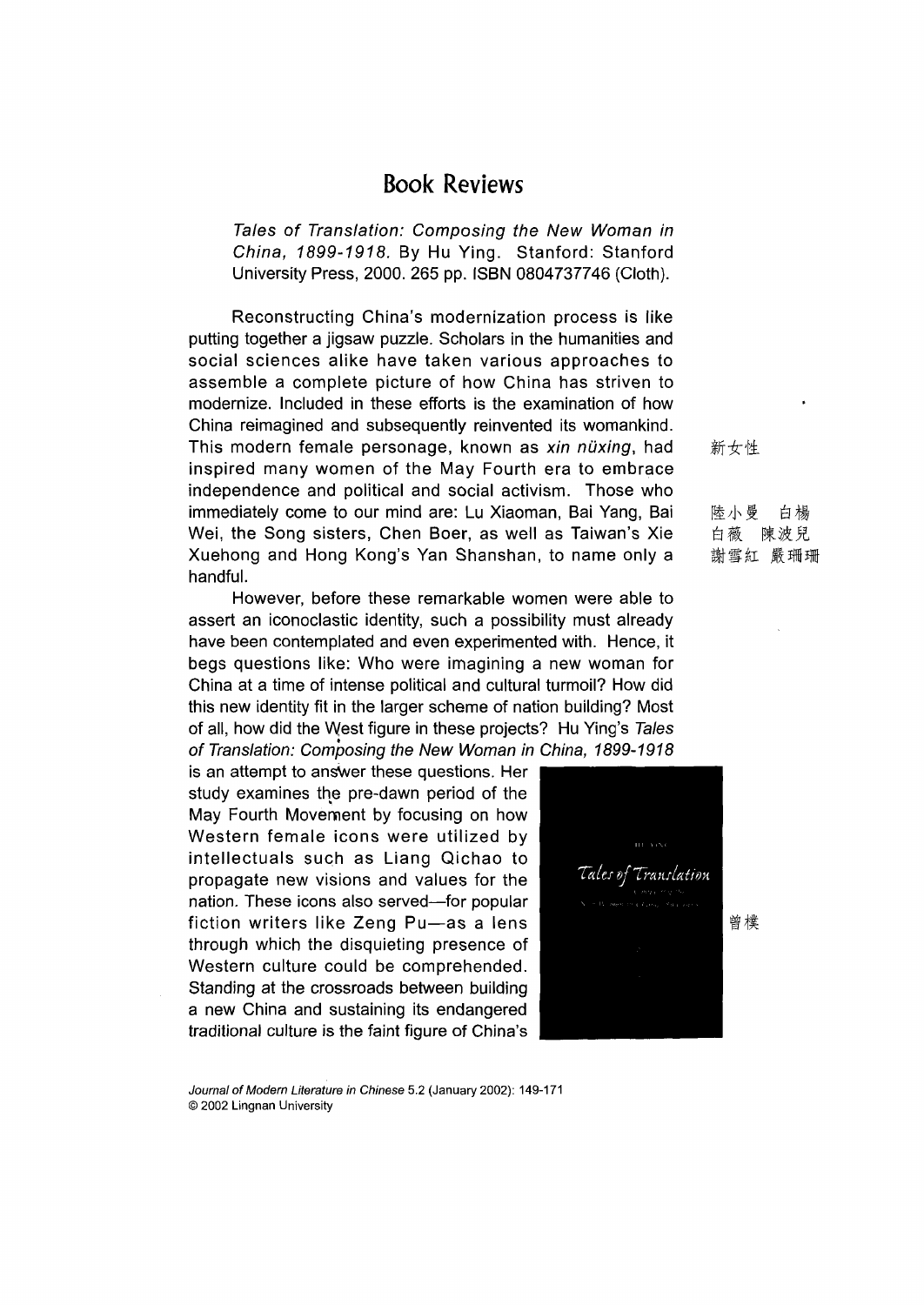# Book Reviews

*Tales of Translation: Composing the New Woman in China, 1899-1918.* By Hu Ying. Stanford: Stanford University Press, 2000. 265 pp. ISBN 0804737746 (Cloth).

Reconstructing China's modernization process is like putting together a jigsaw puzzle. Scholars in the humanities and social sciences alike have taken various approaches to assemble a complete picture of how China has striven to modernize. Included in these efforts is the examination of how China reimagined and subsequently reinvented its womankind. This modern female personage, known as *xin nüxing*, had inspired many women of the May Fourth era to embrace independence and political and social activism. Those who immediately come to our mind are: Lu Xiaoman, Bai Yang, Bai Wei, the Song sisters, Chen Boer, as well as Taiwan's Xie Xuehong and Hong Kong's Yan Shanshan, to name only a handful.

新女性

陸小曼 白楊 白薇 陳波兒 謝雪紅 嚴珊珊

However, before these remarkable women were able to assert an iconoclastic identity, such a possibility must already have been contemplated and even experimented with. Hence, it begs questions like: Who were imagining a new woman for China at a time of intense political and cultural turmoil? How did this new identity fit in the larger scheme of nation building? Most of all, how did the West figure in these projects? Hu Ying's *Tales of Translation: Composing the New Woman in China, 1899-1918* is an attempt to answer these questions. Her study examines the pre-dawn period of the May Fourth Movement by focusing on how Western female icons were utilized by intellectuals such as Liang Qichao to propagate new visions and values for the nation. These icons also served—for popular fiction writers like Zeng Pu—as a lens through which the disquieting presence of Western culture could be comprehended. Standing at the crossroads between building a new China and sustaining its endangered traditional culture is the faint figure of China's

曾樸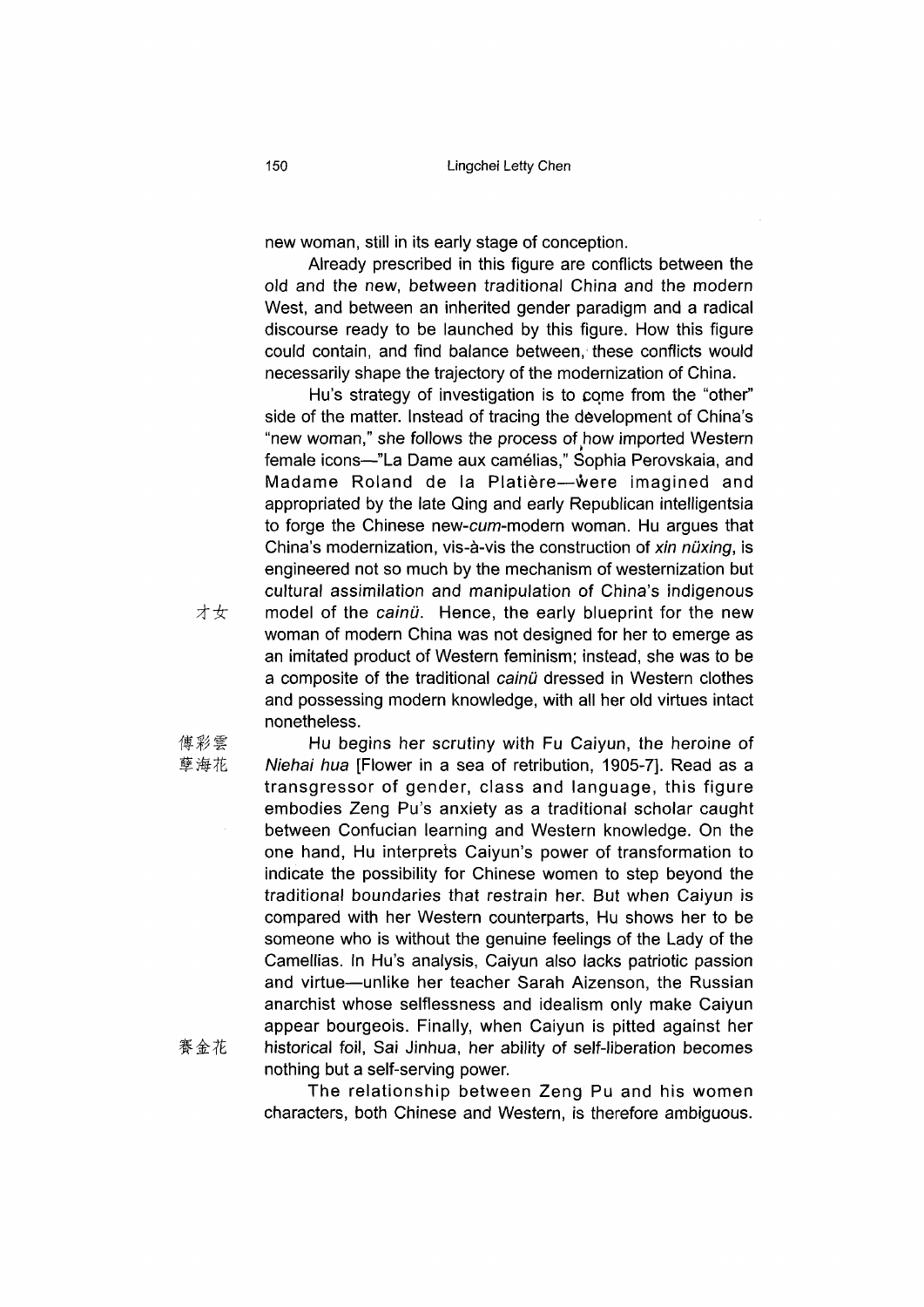new woman, still in its early stage of conception.

Already prescribed in this figure are conflicts between the old and the new, between traditional China and the modern West, and between an inherited gender paradigm and a radical discourse ready to be launched by this figure. How this figure could contain, and find balance between, these conflicts would necessarily shape the trajectory of the modernization of China.

Hu's strategy of investigation is to come from the "other" side of the matter. Instead of tracing the development of China's "new woman," she follows the process of how imported Western female icons—"La Dame aux camélias," Sophia Perovskaia, and Madame Roland de la Platière—were imagined and appropriated by the late Qing and early Republican intelligentsia to forge the Chinese new-*cum*-modern woman. Hu argues that China's modernization, vis-à-vis the construction of *xin nüxing*, is engineered not so much by the mechanism of westernization but cultural assimilation and manipulation of China's indigenous model of the *cainü* 才女. Hence, the early blueprint for the new woman of modern China was not designed for her to emerge as an imitated product of Western feminism; instead, she was to be a composite of the traditional *cainü* dressed in Western clothes and possessing modern knowledge, with all her old virtues intact nonetheless.

Hu begins her scrutiny with Fu Caiyun 傅彩雲, the heroine of *Niehai hua* 孽海花 [Flower in a sea of retribution, 1905-7]. Read as a transgressor of gender, class and language, this figure embodies Zeng Pu's anxiety as a traditional scholar caught between Confucian learning and Western knowledge. On the one hand, Hu interprets Caiyun's power of transformation to indicate the possibility for Chinese women to step beyond the traditional boundaries that restrain her. But when Caiyun is compared with her Western counterparts, Hu shows her to be someone who is without the genuine feelings of the Lady of the Camellias. In Hu's analysis, Caiyun also lacks patriotic passion and virtue—unlike her teacher Sarah Aizenson, the Russian anarchist whose selflessness and idealism only make Caiyun appear bourgeois. Finally, when Caiyun is pitted against her historical foil, Sai Jinhua 賽金花, her ability of self-liberation becomes nothing but a self-serving power.

The relationship between Zeng Pu and his women characters, both Chinese and Western, is therefore ambiguous.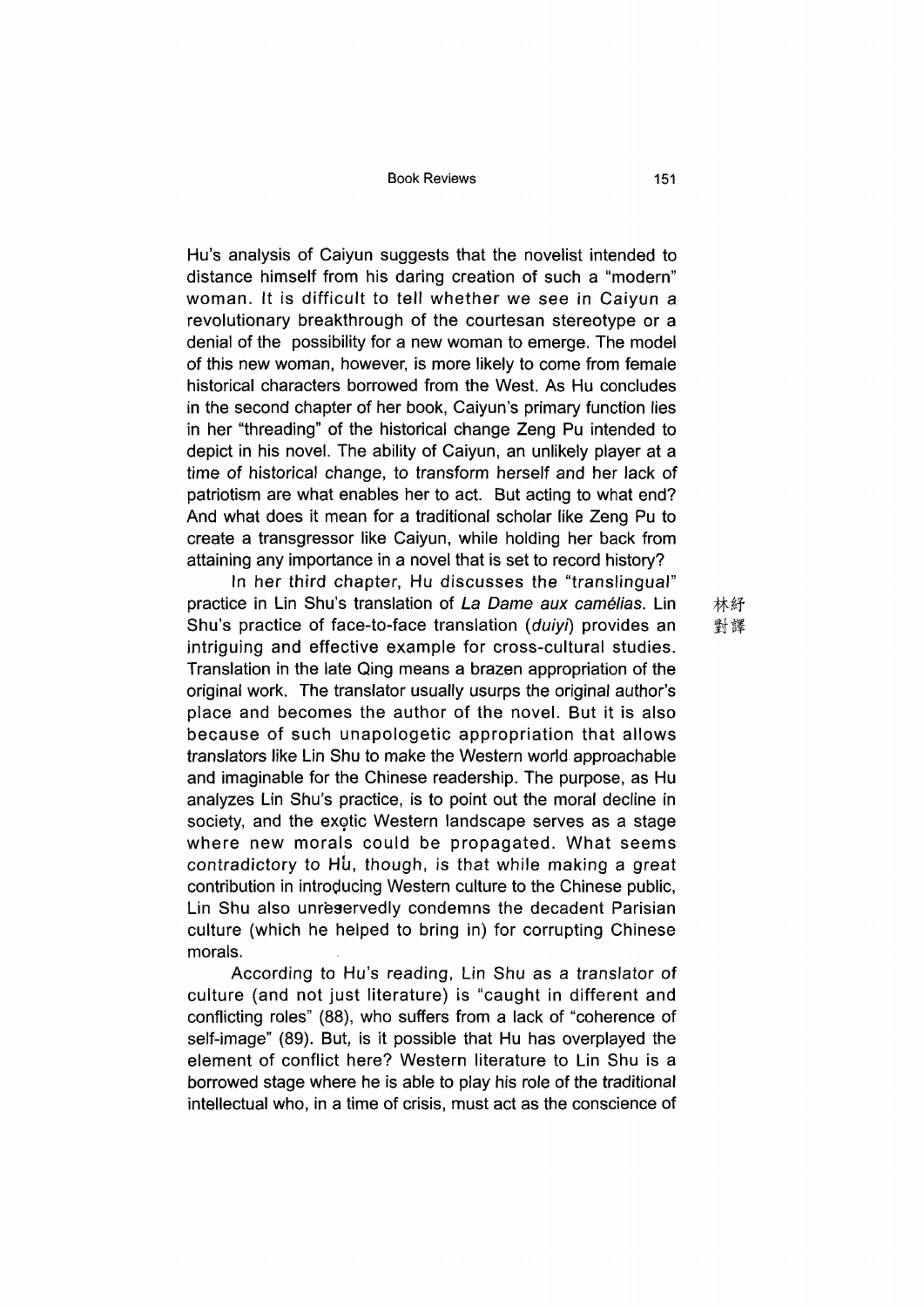Hu's analysis of Caiyun suggests that the novelist intended to distance himself from his daring creation of such a "modern" woman. It is difficult to tell whether we see in Caiyun a revolutionary breakthrough of the courtesan stereotype or a denial of the possibility for a new woman to emerge. The model of this new woman, however, is more likely to come from female historical characters borrowed from the West. As Hu concludes in the second chapter of her book, Caiyun's primary function lies in her "threading" of the historical change Zeng Pu intended to depict in his novel. The ability of Caiyun, an unlikely player at a time of historical change, to transform herself and her lack of patriotism are what enables her to act. But acting to what end? And what does it mean for a traditional scholar like Zeng Pu to create a transgressor like Caiyun, while holding her back from attaining any importance in a novel that is set to record history?

In her third chapter, Hu discusses the "translingual" practice in Lin Shu's translation of *La Dame aux camélias*. Lin Shu's practice of face-to-face translation (*duiyi*) provides an intriguing and effective example for cross-cultural studies. Translation in the late Qing means a brazen appropriation of the original work. The translator usually usurps the original author's place and becomes the author of the novel. But it is also because of such unapologetic appropriation that allows translators like Lin Shu to make the Western world approachable and imaginable for the Chinese readership. The purpose, as Hu analyzes Lin Shu's practice, is to point out the moral decline in society, and the exotic Western landscape serves as a stage where new morals could be propagated. What seems contradictory to Hu, though, is that while making a great contribution in introducing Western culture to the Chinese public, Lin Shu also unreservedly condemns the decadent Parisian culture (which he helped to bring in) for corrupting Chinese morals.

林紓
對譯

According to Hu's reading, Lin Shu as a translator of culture (and not just literature) is "caught in different and conflicting roles" (88), who suffers from a lack of "coherence of self-image" (89). But, is it possible that Hu has overplayed the element of conflict here? Western literature to Lin Shu is a borrowed stage where he is able to play his role of the traditional intellectual who, in a time of crisis, must act as the conscience of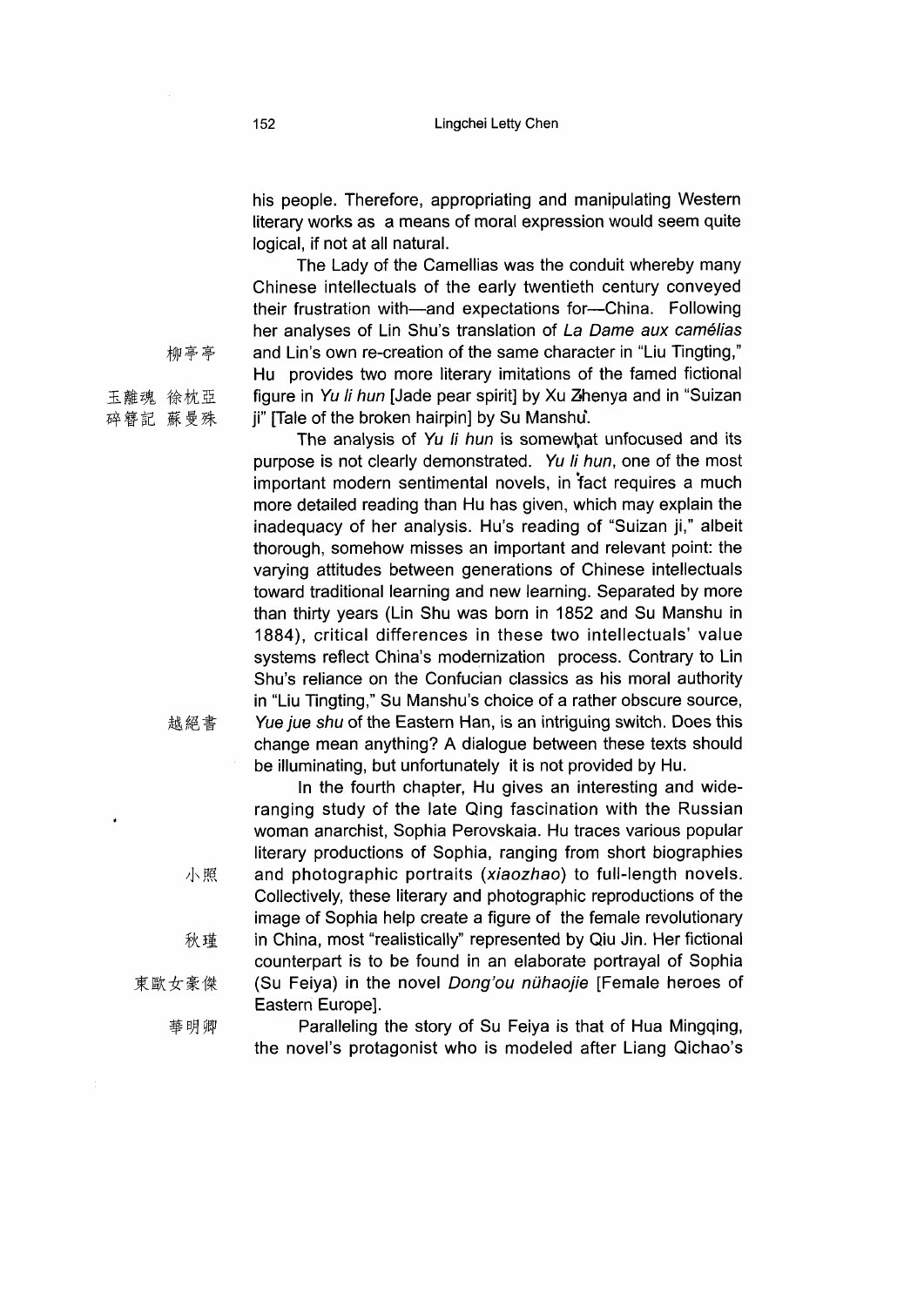his people. Therefore, appropriating and manipulating Western literary works as a means of moral expression would seem quite logical, if not at all natural.

The Lady of the Camellias was the conduit whereby many Chinese intellectuals of the early twentieth century conveyed their frustration with—and expectations for—China. Following her analyses of Lin Shu's translation of *La Dame aux camélias* and Lin's own re-creation of the same character in "Liu Tingting," 柳亭亭 Hu provides two more literary imitations of the famed fictional figure in *Yu li hun* [Jade pear spirit] by Xu Zhenya 玉離魂 徐枕亞 and in "Suizan ji" [Tale of the broken hairpin] by Su Manshu 碎簪記 蘇曼殊.

The analysis of *Yu li hun* is somewhat unfocused and its purpose is not clearly demonstrated. *Yu li hun*, one of the most important modern sentimental novels, in fact requires a much more detailed reading than Hu has given, which may explain the inadequacy of her analysis. Hu's reading of "Suizan ji," albeit thorough, somehow misses an important and relevant point: the varying attitudes between generations of Chinese intellectuals toward traditional learning and new learning. Separated by more than thirty years (Lin Shu was born in 1852 and Su Manshu in 1884), critical differences in these two intellectuals' value systems reflect China's modernization process. Contrary to Lin Shu's reliance on the Confucian classics as his moral authority in "Liu Tingting," Su Manshu's choice of a rather obscure source, *Yue jue shu* 越絕書 of the Eastern Han, is an intriguing switch. Does this change mean anything? A dialogue between these texts should be illuminating, but unfortunately it is not provided by Hu.

In the fourth chapter, Hu gives an interesting and wide-ranging study of the late Qing fascination with the Russian woman anarchist, Sophia Perovskaia. Hu traces various popular literary productions of Sophia, ranging from short biographies and photographic portraits (*xiaozhao* 小照) to full-length novels. Collectively, these literary and photographic reproductions of the image of Sophia help create a figure of the female revolutionary in China, most "realistically" represented by Qiu Jin 秋瑾. Her fictional counterpart is to be found in an elaborate portrayal of Sophia (Su Feiya) in the novel *Dong'ou nühaojie* 東歐女豪傑 [Female heroes of Eastern Europe].

Paralleling the story of Su Feiya is that of Hua Mingqing 華明卿, the novel's protagonist who is modeled after Liang Qichao's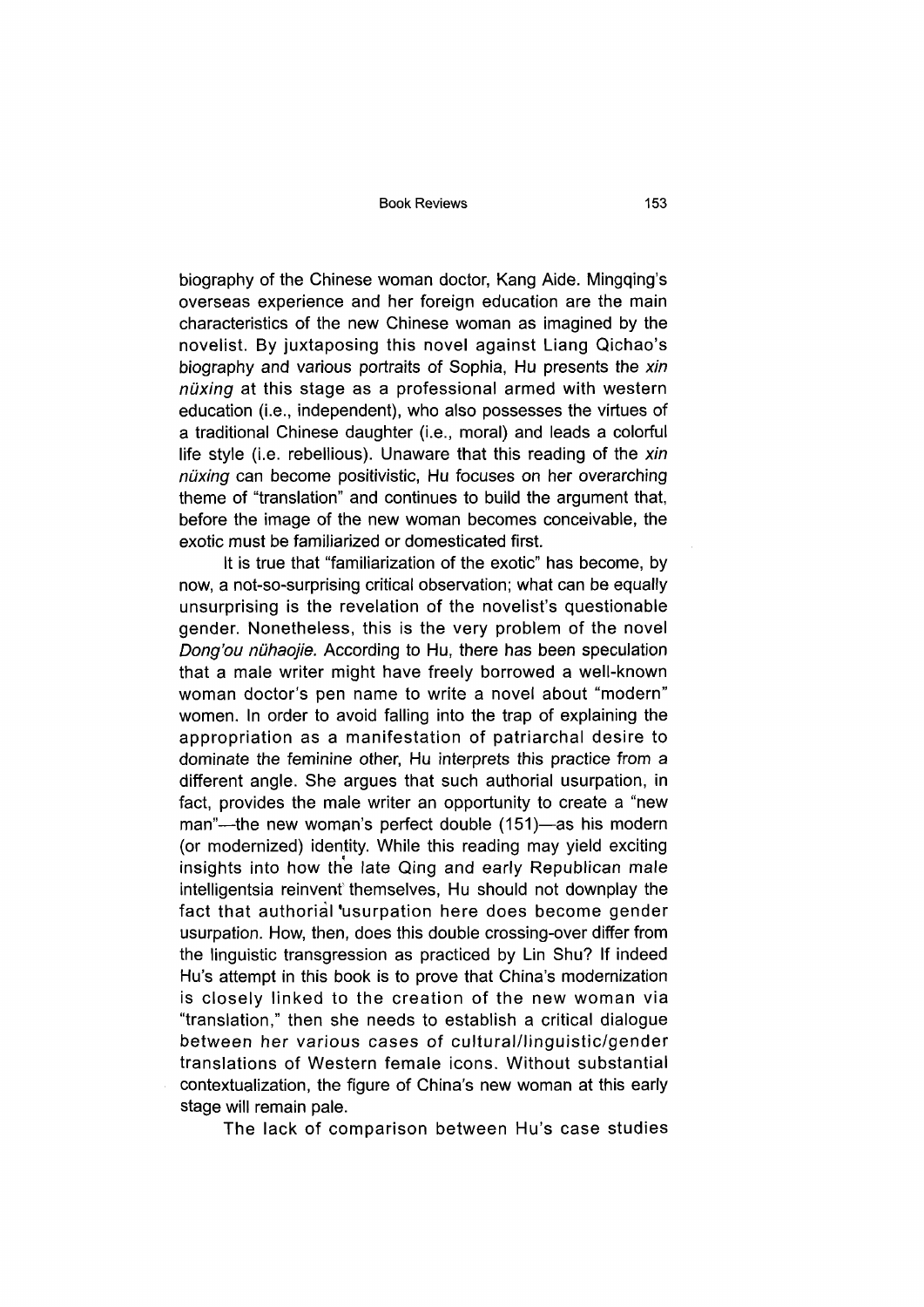biography of the Chinese woman doctor, Kang Aide. Mingqing's overseas experience and her foreign education are the main characteristics of the new Chinese woman as imagined by the novelist. By juxtaposing this novel against Liang Qichao's biography and various portraits of Sophia, Hu presents the *xin nüxing* at this stage as a professional armed with western education (i.e., independent), who also possesses the virtues of a traditional Chinese daughter (i.e., moral) and leads a colorful life style (i.e. rebellious). Unaware that this reading of the *xin nüxing* can become positivistic, Hu focuses on her overarching theme of "translation" and continues to build the argument that, before the image of the new woman becomes conceivable, the exotic must be familiarized or domesticated first.

It is true that "familiarization of the exotic" has become, by now, a not-so-surprising critical observation; what can be equally unsurprising is the revelation of the novelist's questionable gender. Nonetheless, this is the very problem of the novel *Dong'ou nühaojie*. According to Hu, there has been speculation that a male writer might have freely borrowed a well-known woman doctor's pen name to write a novel about "modern" women. In order to avoid falling into the trap of explaining the appropriation as a manifestation of patriarchal desire to dominate the feminine other, Hu interprets this practice from a different angle. She argues that such authorial usurpation, in fact, provides the male writer an opportunity to create a "new man"—the new woman's perfect double (151)—as his modern (or modernized) identity. While this reading may yield exciting insights into how the late Qing and early Republican male intelligentsia reinvent themselves, Hu should not downplay the fact that authorial usurpation here does become gender usurpation. How, then, does this double crossing-over differ from the linguistic transgression as practiced by Lin Shu? If indeed Hu's attempt in this book is to prove that China's modernization is closely linked to the creation of the new woman via "translation," then she needs to establish a critical dialogue between her various cases of cultural/linguistic/gender translations of Western female icons. Without substantial contextualization, the figure of China's new woman at this early stage will remain pale.

The lack of comparison between Hu's case studies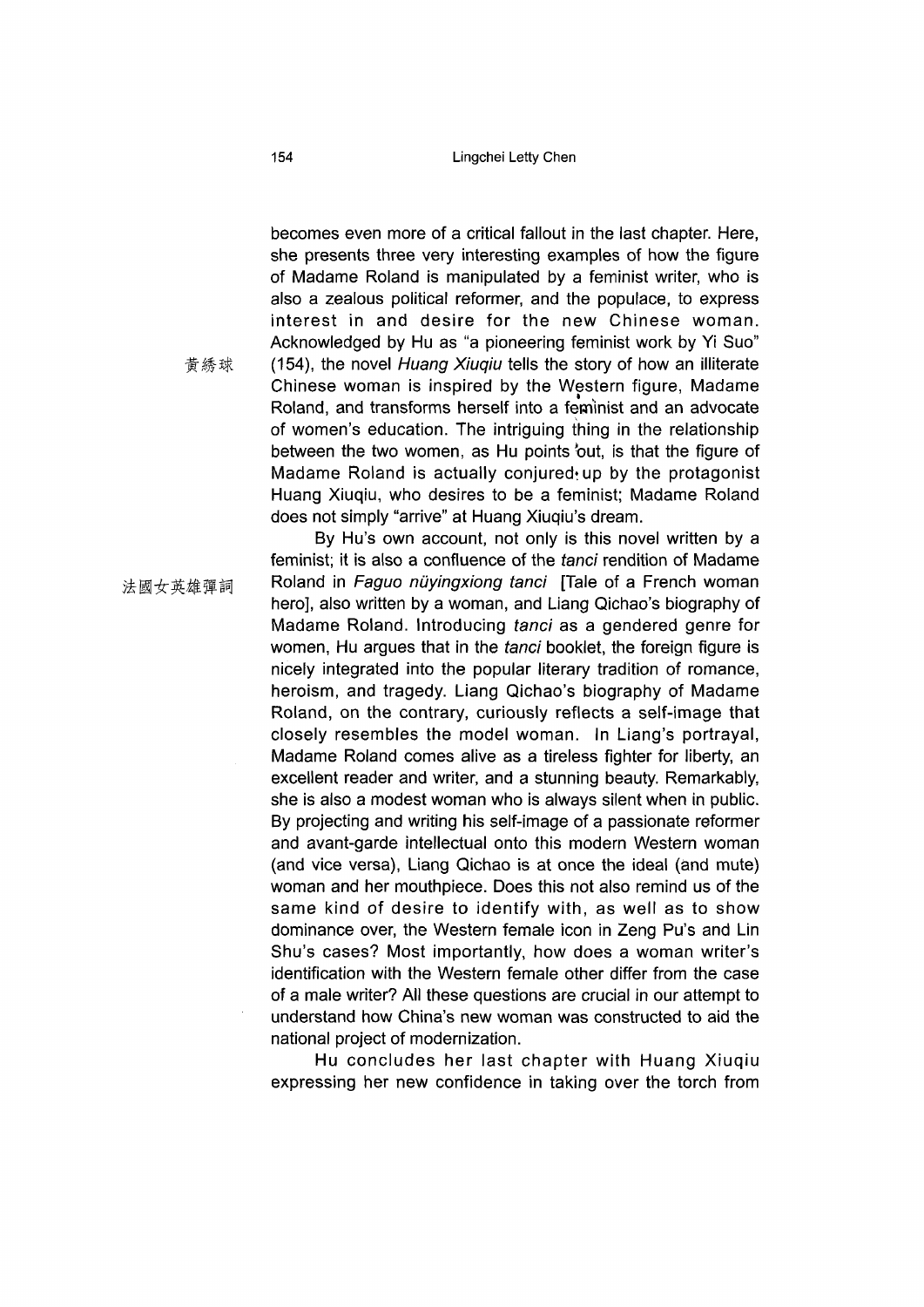becomes even more of a critical fallout in the last chapter. Here, she presents three very interesting examples of how the figure of Madame Roland is manipulated by a feminist writer, who is also a zealous political reformer, and the populace, to express interest in and desire for the new Chinese woman. Acknowledged by Hu as "a pioneering feminist work by Yi Suo" (154), the novel *Huang Xiuqiu* 黃綉球 tells the story of how an illiterate Chinese woman is inspired by the Western figure, Madame Roland, and transforms herself into a feminist and an advocate of women's education. The intriguing thing in the relationship between the two women, as Hu points out, is that the figure of Madame Roland is actually conjured up by the protagonist Huang Xiuqiu, who desires to be a feminist; Madame Roland does not simply "arrive" at Huang Xiuqiu's dream.

By Hu's own account, not only is this novel written by a feminist; it is also a confluence of the *tanci* rendition of Madame Roland in *Faguo nüyingxiong tanci* 法國女英雄彈詞 [Tale of a French woman hero], also written by a woman, and Liang Qichao's biography of Madame Roland. Introducing *tanci* as a gendered genre for women, Hu argues that in the *tanci* booklet, the foreign figure is nicely integrated into the popular literary tradition of romance, heroism, and tragedy. Liang Qichao's biography of Madame Roland, on the contrary, curiously reflects a self-image that closely resembles the model woman. In Liang's portrayal, Madame Roland comes alive as a tireless fighter for liberty, an excellent reader and writer, and a stunning beauty. Remarkably, she is also a modest woman who is always silent when in public. By projecting and writing his self-image of a passionate reformer and avant-garde intellectual onto this modern Western woman (and vice versa), Liang Qichao is at once the ideal (and mute) woman and her mouthpiece. Does this not also remind us of the same kind of desire to identify with, as well as to show dominance over, the Western female icon in Zeng Pu's and Lin Shu's cases? Most importantly, how does a woman writer's identification with the Western female other differ from the case of a male writer? All these questions are crucial in our attempt to understand how China's new woman was constructed to aid the national project of modernization.

Hu concludes her last chapter with Huang Xiuqiu expressing her new confidence in taking over the torch from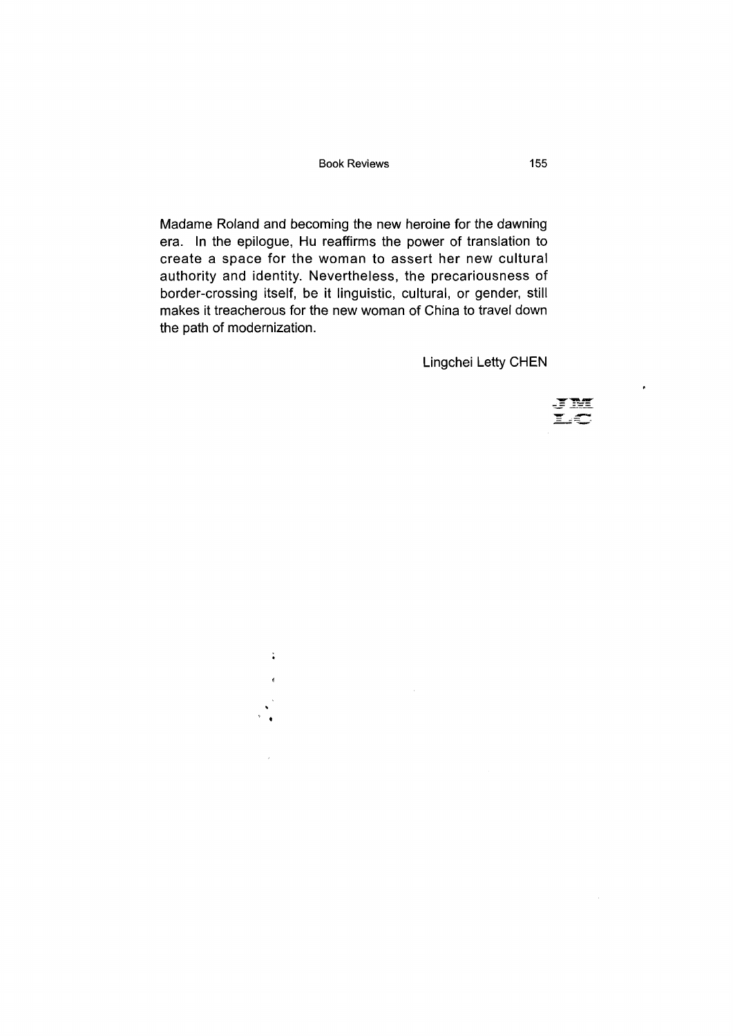Madame Roland and becoming the new heroine for the dawning era. In the epilogue, Hu reaffirms the power of translation to create a space for the woman to assert her new cultural authority and identity. Nevertheless, the precariousness of border-crossing itself, be it linguistic, cultural, or gender, still makes it treacherous for the new woman of China to travel down the path of modernization.

Lingchei Letty CHEN